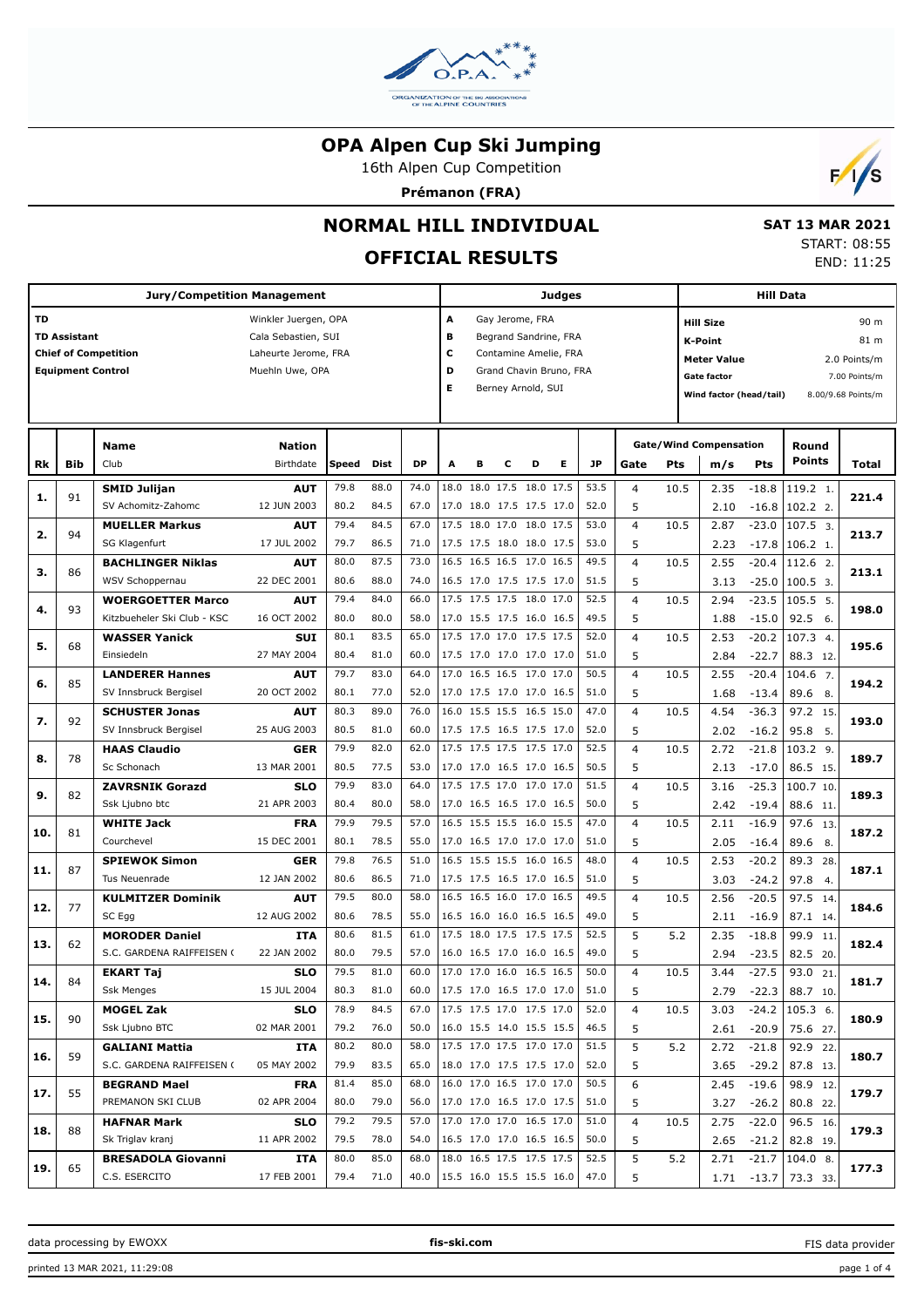# OPA Alpen Cup Ski Jumping

16th Alpen Cup Competition

**Prémanon (FRA)**

## NORMAL HILL INDIVIDUAL

## OFFICIAL RESULTS

**SAT 13 MAR 2021**

START: 08:55

END: 11:25

| Jury/Competition Management | | Judges | | Hill Data | |
|---|---|---|---|---|---|
| TD | Winkler Juergen, OPA | A | Gay Jerome, FRA | Hill Size | 90 m |
| TD Assistant | Cala Sebastien, SUI | B | Begrand Sandrine, FRA | K-Point | 81 m |
| Chief of Competition | Laheurte Jerome, FRA | C | Contamine Amelie, FRA | Meter Value | 2.0 Points/m |
| Equipment Control | Muehln Uwe, OPA | D | Grand Chavin Bruno, FRA | Gate factor | 7.00 Points/m |
| | | E | Berney Arnold, SUI | Wind factor (head/tail) | 8.00/9.68 Points/m |

| Rk | Bib | Name / Club | Nation / Birthdate | Speed | Dist | DP | A | B | C | D | E | JP | Gate | Pts | m/s | Pts | Round Points | Total |
|---|---|---|---|---|---|---|---|---|---|---|---|---|---|---|---|---|---|---|
| 1. | 91 | **SMID Julijan** | **AUT** | 79.8 | 88.0 | 74.0 | 18.0 | 18.0 | 17.5 | 18.0 | 17.5 | 53.5 | 4 | 10.5 | 2.35 | -18.8 | 119.2 1. | 221.4 |
| | | SV Achomitz-Zahomc | 12 JUN 2003 | 80.2 | 84.5 | 67.0 | 17.0 | 18.0 | 17.5 | 17.5 | 17.0 | 52.0 | 5 | | 2.10 | -16.8 | 102.2 2. | |
| 2. | 94 | **MUELLER Markus** | **AUT** | 79.4 | 84.5 | 67.0 | 17.5 | 18.0 | 17.0 | 18.0 | 17.5 | 53.0 | 4 | 10.5 | 2.87 | -23.0 | 107.5 3. | 213.7 |
| | | SG Klagenfurt | 17 JUL 2002 | 79.7 | 86.5 | 71.0 | 17.5 | 17.5 | 18.0 | 18.0 | 17.5 | 53.0 | 5 | | 2.23 | -17.8 | 106.2 1. | |
| 3. | 86 | **BACHLINGER Niklas** | **AUT** | 80.0 | 87.5 | 73.0 | 16.5 | 16.5 | 16.5 | 17.0 | 16.5 | 49.5 | 4 | 10.5 | 2.55 | -20.4 | 112.6 2. | 213.1 |
| | | WSV Schoppernau | 22 DEC 2001 | 80.6 | 88.0 | 74.0 | 16.5 | 17.0 | 17.5 | 17.5 | 17.0 | 51.5 | 5 | | 3.13 | -25.0 | 100.5 3. | |
| 4. | 93 | **WOERGOETTER Marco** | **AUT** | 79.4 | 84.0 | 66.0 | 17.5 | 17.5 | 17.5 | 18.0 | 17.0 | 52.5 | 4 | 10.5 | 2.94 | -23.5 | 105.5 5. | 198.0 |
| | | Kitzbueheler Ski Club - KSC | 16 OCT 2002 | 80.0 | 80.0 | 58.0 | 17.0 | 15.5 | 17.5 | 16.0 | 16.5 | 49.5 | 5 | | 1.88 | -15.0 | 92.5 6. | |
| 5. | 68 | **WASSER Yanick** | **SUI** | 80.1 | 83.5 | 65.0 | 17.5 | 17.0 | 17.0 | 17.5 | 17.5 | 52.0 | 4 | 10.5 | 2.53 | -20.2 | 107.3 4. | 195.6 |
| | | Einsiedeln | 27 MAY 2004 | 80.4 | 81.0 | 60.0 | 17.5 | 17.0 | 17.0 | 17.0 | 17.0 | 51.0 | 5 | | 2.84 | -22.7 | 88.3 12. | |
| 6. | 85 | **LANDERER Hannes** | **AUT** | 79.7 | 83.0 | 64.0 | 17.0 | 16.5 | 16.5 | 17.0 | 17.0 | 50.5 | 4 | 10.5 | 2.55 | -20.4 | 104.6 7. | 194.2 |
| | | SV Innsbruck Bergisel | 20 OCT 2002 | 80.1 | 77.0 | 52.0 | 17.0 | 17.5 | 17.0 | 17.0 | 16.5 | 51.0 | 5 | | 1.68 | -13.4 | 89.6 8. | |
| 7. | 92 | **SCHUSTER Jonas** | **AUT** | 80.3 | 89.0 | 76.0 | 16.0 | 15.5 | 15.5 | 16.5 | 15.0 | 47.0 | 4 | 10.5 | 4.54 | -36.3 | 97.2 15. | 193.0 |
| | | SV Innsbruck Bergisel | 25 AUG 2003 | 80.5 | 81.0 | 60.0 | 17.5 | 17.5 | 16.5 | 17.5 | 17.0 | 52.0 | 5 | | 2.02 | -16.2 | 95.8 5. | |
| 8. | 78 | **HAAS Claudio** | **GER** | 79.9 | 82.0 | 62.0 | 17.5 | 17.5 | 17.5 | 17.5 | 17.0 | 52.5 | 4 | 10.5 | 2.72 | -21.8 | 103.2 9. | 189.7 |
| | | Sc Schonach | 13 MAR 2001 | 80.5 | 77.5 | 53.0 | 17.0 | 17.0 | 16.5 | 17.0 | 16.5 | 50.5 | 5 | | 2.13 | -17.0 | 86.5 15. | |
| 9. | 82 | **ZAVRSNIK Gorazd** | **SLO** | 79.9 | 83.0 | 64.0 | 17.5 | 17.5 | 17.0 | 17.0 | 17.0 | 51.5 | 4 | 10.5 | 3.16 | -25.3 | 100.7 10. | 189.3 |
| | | Ssk Ljubno btc | 21 APR 2003 | 80.4 | 80.0 | 58.0 | 17.0 | 16.5 | 16.5 | 17.0 | 16.5 | 50.0 | 5 | | 2.42 | -19.4 | 88.6 11. | |
| 10. | 81 | **WHITE Jack** | **FRA** | 79.9 | 79.5 | 57.0 | 16.5 | 15.5 | 15.5 | 16.0 | 15.5 | 47.0 | 4 | 10.5 | 2.11 | -16.9 | 97.6 13. | 187.2 |
| | | Courchevel | 15 DEC 2001 | 80.1 | 78.5 | 55.0 | 17.0 | 16.5 | 17.0 | 17.0 | 17.0 | 51.0 | 5 | | 2.05 | -16.4 | 89.6 8. | |
| 11. | 87 | **SPIEWOK Simon** | **GER** | 79.8 | 76.5 | 51.0 | 16.5 | 15.5 | 15.5 | 16.0 | 16.5 | 48.0 | 4 | 10.5 | 2.53 | -20.2 | 89.3 28. | 187.1 |
| | | Tus Neuenrade | 12 JAN 2002 | 80.6 | 86.5 | 71.0 | 17.5 | 17.5 | 16.5 | 17.0 | 16.5 | 51.0 | 5 | | 3.03 | -24.2 | 97.8 4. | |
| 12. | 77 | **KULMITZER Dominik** | **AUT** | 79.5 | 80.0 | 58.0 | 16.5 | 16.5 | 16.0 | 17.0 | 16.5 | 49.5 | 4 | 10.5 | 2.56 | -20.5 | 97.5 14. | 184.6 |
| | | SC Egg | 12 AUG 2002 | 80.6 | 78.5 | 55.0 | 16.5 | 16.0 | 16.0 | 16.5 | 16.5 | 49.0 | 5 | | 2.11 | -16.9 | 87.1 14. | |
| 13. | 62 | **MORODER Daniel** | **ITA** | 80.6 | 81.5 | 61.0 | 17.5 | 18.0 | 17.5 | 17.5 | 17.5 | 52.5 | 5 | 5.2 | 2.35 | -18.8 | 99.9 11. | 182.4 |
| | | S.C. GARDENA RAIFFEISEN ( | 22 JAN 2002 | 80.0 | 79.5 | 57.0 | 16.0 | 16.5 | 17.0 | 16.0 | 16.5 | 49.0 | 5 | | 2.94 | -23.5 | 82.5 20. | |
| 14. | 84 | **EKART Taj** | **SLO** | 79.5 | 81.0 | 60.0 | 17.0 | 17.0 | 16.0 | 16.5 | 16.5 | 50.0 | 4 | 10.5 | 3.44 | -27.5 | 93.0 21. | 181.7 |
| | | Ssk Menges | 15 JUL 2004 | 80.3 | 81.0 | 60.0 | 17.5 | 17.0 | 16.5 | 17.0 | 17.0 | 51.0 | 5 | | 2.79 | -22.3 | 88.7 10. | |
| 15. | 90 | **MOGEL Zak** | **SLO** | 78.9 | 84.5 | 67.0 | 17.5 | 17.5 | 17.0 | 17.5 | 17.0 | 52.0 | 4 | 10.5 | 3.03 | -24.2 | 105.3 6. | 180.9 |
| | | Ssk Ljubno BTC | 02 MAR 2001 | 79.2 | 76.0 | 50.0 | 16.0 | 15.5 | 14.0 | 15.5 | 15.5 | 46.5 | 5 | | 2.61 | -20.9 | 75.6 27. | |
| 16. | 59 | **GALIANI Mattia** | **ITA** | 80.2 | 80.0 | 58.0 | 17.5 | 17.0 | 17.5 | 17.0 | 17.0 | 51.5 | 5 | 5.2 | 2.72 | -21.8 | 92.9 22. | 180.7 |
| | | S.C. GARDENA RAIFFEISEN ( | 05 MAY 2002 | 79.9 | 83.5 | 65.0 | 18.0 | 17.0 | 17.5 | 17.5 | 17.0 | 52.0 | 5 | | 3.65 | -29.2 | 87.8 13. | |
| 17. | 55 | **BEGRAND Mael** | **FRA** | 81.4 | 85.0 | 68.0 | 16.0 | 17.0 | 16.5 | 17.0 | 17.0 | 50.5 | 6 | | 2.45 | -19.6 | 98.9 12. | 179.7 |
| | | PREMANON SKI CLUB | 02 APR 2004 | 80.0 | 79.0 | 56.0 | 17.0 | 17.0 | 16.5 | 17.0 | 17.5 | 51.0 | 5 | | 3.27 | -26.2 | 80.8 22. | |
| 18. | 88 | **HAFNAR Mark** | **SLO** | 79.2 | 79.5 | 57.0 | 17.0 | 17.0 | 17.0 | 16.5 | 17.0 | 51.0 | 4 | 10.5 | 2.75 | -22.0 | 96.5 16. | 179.3 |
| | | Sk Triglav kranj | 11 APR 2002 | 79.5 | 78.0 | 54.0 | 16.5 | 17.0 | 17.0 | 16.5 | 16.5 | 50.0 | 5 | | 2.65 | -21.2 | 82.8 19. | |
| 19. | 65 | **BRESADOLA Giovanni** | **ITA** | 80.0 | 85.0 | 68.0 | 18.0 | 16.5 | 17.5 | 17.5 | 17.5 | 52.5 | 5 | 5.2 | 2.71 | -21.7 | 104.0 8. | 177.3 |
| | | C.S. ESERCITO | 17 FEB 2001 | 79.4 | 71.0 | 40.0 | 15.5 | 16.0 | 15.5 | 15.5 | 16.0 | 47.0 | 5 | | 1.71 | -13.7 | 73.3 33. | |

data processing by EWOXX | fis-ski.com | FIS data provider

printed 13 MAR 2021, 11:29:08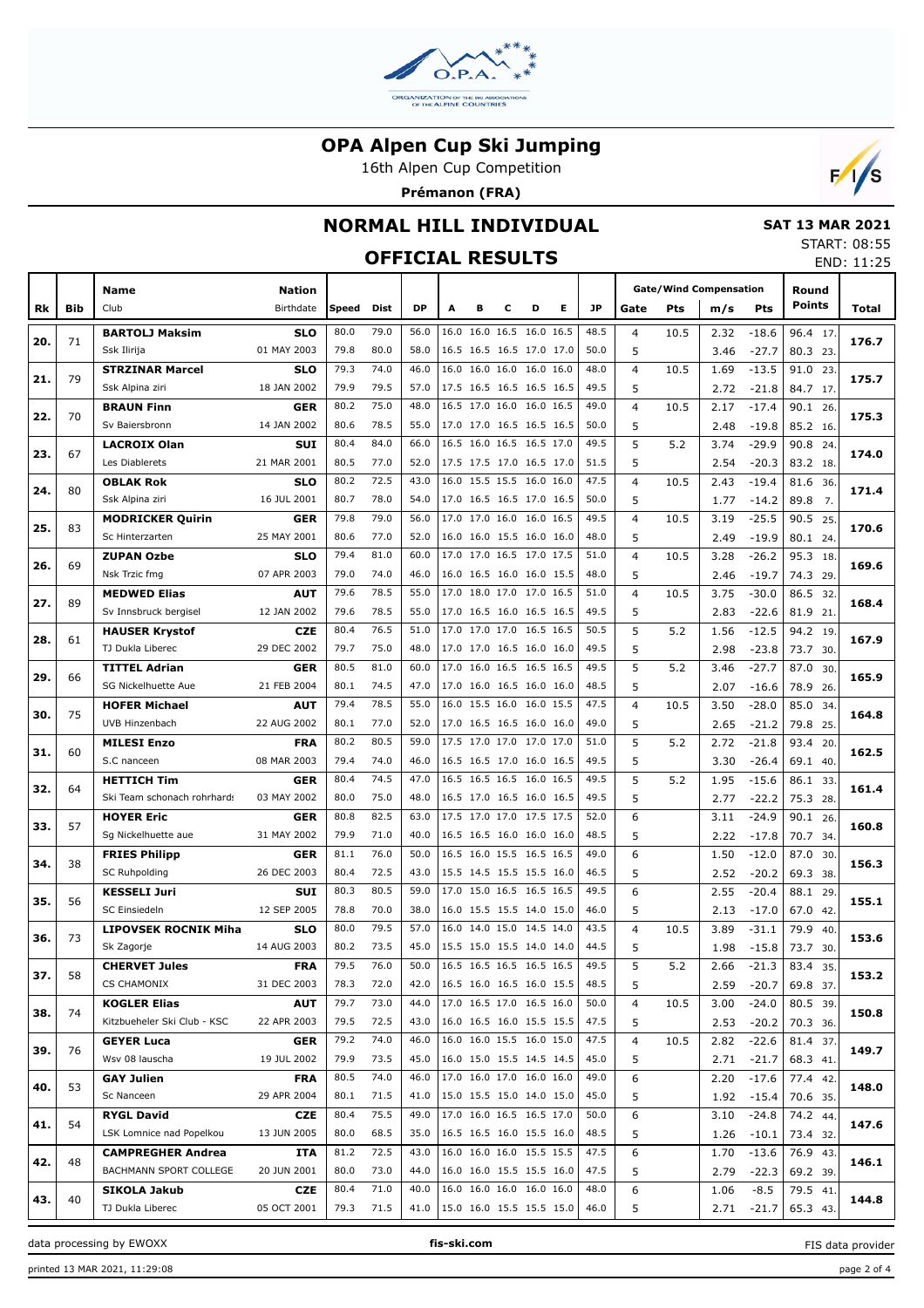# OPA Alpen Cup Ski Jumping

16th Alpen Cup Competition

**Prémanon (FRA)**

## NORMAL HILL INDIVIDUAL

**SAT 13 MAR 2021**

START: 08:55
END: 11:25

### OFFICIAL RESULTS

| Rk | Bib | Name / Club | Nation / Birthdate | Speed | Dist | DP | A | B | C | D | E | JP | Gate | Pts | m/s | Pts | Round Points | Total |
|---|---|---|---|---|---|---|---|---|---|---|---|---|---|---|---|---|---|---|
| 20. | 71 | **BARTOLJ Maksim** | **SLO** | 80.0 | 79.0 | 56.0 | 16.0 | 16.0 | 16.5 | 16.0 | 16.5 | 48.5 | 4 | 10.5 | 2.32 | -18.6 | 96.4 17. | 176.7 |
| | | Ssk Ilirija | 01 MAY 2003 | 79.8 | 80.0 | 58.0 | 16.5 | 16.5 | 16.5 | 17.0 | 17.0 | 50.0 | 5 | | 3.46 | -27.7 | 80.3 23. | |
| 21. | 79 | **STRZINAR Marcel** | **SLO** | 79.3 | 74.0 | 46.0 | 16.0 | 16.0 | 16.0 | 16.0 | 16.0 | 48.0 | 4 | 10.5 | 1.69 | -13.5 | 91.0 23. | 175.7 |
| | | Ssk Alpina ziri | 18 JAN 2002 | 79.9 | 79.5 | 57.0 | 17.5 | 16.5 | 16.5 | 16.5 | 16.5 | 49.5 | 5 | | 2.72 | -21.8 | 84.7 17. | |
| 22. | 70 | **BRAUN Finn** | **GER** | 80.2 | 75.0 | 48.0 | 16.5 | 17.0 | 16.0 | 16.0 | 16.5 | 49.0 | 4 | 10.5 | 2.17 | -17.4 | 90.1 26. | 175.3 |
| | | Sv Baiersbronn | 14 JAN 2002 | 80.6 | 78.5 | 55.0 | 17.0 | 17.0 | 16.5 | 16.5 | 16.5 | 50.0 | 5 | | 2.48 | -19.8 | 85.2 16. | |
| 23. | 67 | **LACROIX Olan** | **SUI** | 80.4 | 84.0 | 66.0 | 16.5 | 16.0 | 16.5 | 16.5 | 17.0 | 49.5 | 5 | 5.2 | 3.74 | -29.9 | 90.8 24. | 174.0 |
| | | Les Diablerets | 21 MAR 2001 | 80.5 | 77.0 | 52.0 | 17.5 | 17.5 | 17.0 | 16.5 | 17.0 | 51.5 | 5 | | 2.54 | -20.3 | 83.2 18. | |
| 24. | 80 | **OBLAK Rok** | **SLO** | 80.2 | 72.5 | 43.0 | 16.0 | 15.5 | 15.5 | 16.0 | 16.0 | 47.5 | 4 | 10.5 | 2.43 | -19.4 | 81.6 36. | 171.4 |
| | | Ssk Alpina ziri | 16 JUL 2001 | 80.7 | 78.0 | 54.0 | 17.0 | 16.5 | 16.5 | 17.0 | 16.5 | 50.0 | 5 | | 1.77 | -14.2 | 89.8 7. | |
| 25. | 83 | **MODRICKER Quirin** | **GER** | 79.8 | 79.0 | 56.0 | 17.0 | 17.0 | 16.0 | 16.0 | 16.5 | 49.5 | 4 | 10.5 | 3.19 | -25.5 | 90.5 25. | 170.6 |
| | | Sc Hinterzarten | 25 MAY 2001 | 80.6 | 77.0 | 52.0 | 16.0 | 16.0 | 15.5 | 16.0 | 16.0 | 48.0 | 5 | | 2.49 | -19.9 | 80.1 24. | |
| 26. | 69 | **ZUPAN Ozbe** | **SLO** | 79.4 | 81.0 | 60.0 | 17.0 | 17.0 | 16.5 | 17.0 | 17.5 | 51.0 | 4 | 10.5 | 3.28 | -26.2 | 95.3 18. | 169.6 |
| | | Nsk Trzic fmg | 07 APR 2003 | 79.0 | 74.0 | 46.0 | 16.0 | 16.5 | 16.0 | 16.0 | 15.5 | 48.0 | 5 | | 2.46 | -19.7 | 74.3 29. | |
| 27. | 89 | **MEDWED Elias** | **AUT** | 79.6 | 78.5 | 55.0 | 17.0 | 18.0 | 17.0 | 17.0 | 16.5 | 51.0 | 4 | 10.5 | 3.75 | -30.0 | 86.5 32. | 168.4 |
| | | Sv Innsbruck bergisel | 12 JAN 2002 | 79.6 | 78.5 | 55.0 | 17.0 | 16.5 | 16.0 | 16.5 | 16.5 | 49.5 | 5 | | 2.83 | -22.6 | 81.9 21. | |
| 28. | 61 | **HAUSER Krystof** | **CZE** | 80.4 | 76.5 | 51.0 | 17.0 | 17.0 | 17.0 | 16.5 | 16.5 | 50.5 | 5 | 5.2 | 1.56 | -12.5 | 94.2 19. | 167.9 |
| | | TJ Dukla Liberec | 29 DEC 2002 | 79.7 | 75.0 | 48.0 | 17.0 | 17.0 | 16.5 | 16.0 | 16.0 | 49.5 | 5 | | 2.98 | -23.8 | 73.7 30. | |
| 29. | 66 | **TITTEL Adrian** | **GER** | 80.5 | 81.0 | 60.0 | 17.0 | 16.0 | 16.5 | 16.5 | 16.5 | 49.5 | 5 | 5.2 | 3.46 | -27.7 | 87.0 30. | 165.9 |
| | | SG Nickelhuette Aue | 21 FEB 2004 | 80.1 | 74.5 | 47.0 | 17.0 | 16.0 | 16.5 | 16.0 | 16.0 | 48.5 | 5 | | 2.07 | -16.6 | 78.9 26. | |
| 30. | 75 | **HOFER Michael** | **AUT** | 79.4 | 78.5 | 55.0 | 16.0 | 15.5 | 16.0 | 16.0 | 15.5 | 47.5 | 4 | 10.5 | 3.50 | -28.0 | 85.0 34. | 164.8 |
| | | UVB Hinzenbach | 22 AUG 2002 | 80.1 | 77.0 | 52.0 | 17.0 | 16.5 | 16.5 | 16.0 | 16.0 | 49.0 | 5 | | 2.65 | -21.2 | 79.8 25. | |
| 31. | 60 | **MILESI Enzo** | **FRA** | 80.2 | 80.5 | 59.0 | 17.5 | 17.0 | 17.0 | 17.0 | 17.0 | 51.0 | 5 | 5.2 | 2.72 | -21.8 | 93.4 20. | 162.5 |
| | | S.C nanceen | 08 MAR 2003 | 79.4 | 74.0 | 46.0 | 16.5 | 16.5 | 17.0 | 16.0 | 16.5 | 49.5 | 5 | | 3.30 | -26.4 | 69.1 40. | |
| 32. | 64 | **HETTICH Tim** | **GER** | 80.4 | 74.5 | 47.0 | 16.5 | 16.5 | 16.5 | 16.0 | 16.5 | 49.5 | 5 | 5.2 | 1.95 | -15.6 | 86.1 33. | 161.4 |
| | | Ski Team schonach rohrhards | 03 MAY 2002 | 80.0 | 75.0 | 48.0 | 16.5 | 17.0 | 16.5 | 16.0 | 16.5 | 49.5 | 5 | | 2.77 | -22.2 | 75.3 28. | |
| 33. | 57 | **HOYER Eric** | **GER** | 80.8 | 82.5 | 63.0 | 17.5 | 17.0 | 17.0 | 17.5 | 17.5 | 52.0 | 6 | | 3.11 | -24.9 | 90.1 26. | 160.8 |
| | | Sg Nickelhuette aue | 31 MAY 2002 | 79.9 | 71.0 | 40.0 | 16.5 | 16.5 | 16.0 | 16.0 | 16.0 | 48.5 | 5 | | 2.22 | -17.8 | 70.7 34. | |
| 34. | 38 | **FRIES Philipp** | **GER** | 81.1 | 76.0 | 50.0 | 16.5 | 16.0 | 15.5 | 16.5 | 16.5 | 49.0 | 6 | | 1.50 | -12.0 | 87.0 30. | 156.3 |
| | | SC Ruhpolding | 26 DEC 2003 | 80.4 | 72.5 | 43.0 | 15.5 | 14.5 | 15.5 | 15.5 | 16.0 | 46.5 | 5 | | 2.52 | -20.2 | 69.3 38. | |
| 35. | 56 | **KESSELI Juri** | **SUI** | 80.3 | 80.5 | 59.0 | 17.0 | 15.0 | 16.5 | 16.5 | 16.5 | 49.5 | 6 | | 2.55 | -20.4 | 88.1 29. | 155.1 |
| | | SC Einsiedeln | 12 SEP 2005 | 78.8 | 70.0 | 38.0 | 16.0 | 15.5 | 15.5 | 14.0 | 15.0 | 46.0 | 5 | | 2.13 | -17.0 | 67.0 42. | |
| 36. | 73 | **LIPOVSEK ROCNIK Miha** | **SLO** | 80.0 | 79.5 | 57.0 | 16.0 | 14.0 | 15.0 | 14.5 | 14.0 | 43.5 | 4 | 10.5 | 3.89 | -31.1 | 79.9 40. | 153.6 |
| | | Sk Zagorje | 14 AUG 2003 | 80.2 | 73.5 | 45.0 | 15.5 | 15.0 | 15.5 | 14.0 | 14.0 | 44.5 | 5 | | 1.98 | -15.8 | 73.7 30. | |
| 37. | 58 | **CHERVET Jules** | **FRA** | 79.5 | 76.0 | 50.0 | 16.5 | 16.5 | 16.5 | 16.5 | 16.5 | 49.5 | 5 | 5.2 | 2.66 | -21.3 | 83.4 35. | 153.2 |
| | | CS CHAMONIX | 31 DEC 2003 | 78.3 | 72.0 | 42.0 | 16.5 | 16.0 | 16.5 | 16.0 | 15.5 | 48.5 | 5 | | 2.59 | -20.7 | 69.8 37. | |
| 38. | 74 | **KOGLER Elias** | **AUT** | 79.7 | 73.0 | 44.0 | 17.0 | 16.5 | 17.0 | 16.5 | 16.0 | 50.0 | 4 | 10.5 | 3.00 | -24.0 | 80.5 39. | 150.8 |
| | | Kitzbueheler Ski Club - KSC | 22 APR 2003 | 79.5 | 72.5 | 43.0 | 16.0 | 16.5 | 16.0 | 15.5 | 15.5 | 47.5 | 5 | | 2.53 | -20.2 | 70.3 36. | |
| 39. | 76 | **GEYER Luca** | **GER** | 79.2 | 74.0 | 46.0 | 16.0 | 16.0 | 15.5 | 16.0 | 15.0 | 47.5 | 4 | 10.5 | 2.82 | -22.6 | 81.4 37. | 149.7 |
| | | Wsv 08 lauscha | 19 JUL 2002 | 79.9 | 73.5 | 45.0 | 16.0 | 15.0 | 15.5 | 14.5 | 14.5 | 45.0 | 5 | | 2.71 | -21.7 | 68.3 41. | |
| 40. | 53 | **GAY Julien** | **FRA** | 80.5 | 74.0 | 46.0 | 17.0 | 16.0 | 17.0 | 16.0 | 16.0 | 49.0 | 6 | | 2.20 | -17.6 | 77.4 42. | 148.0 |
| | | Sc Nanceen | 29 APR 2004 | 80.1 | 71.5 | 41.0 | 15.0 | 15.5 | 15.0 | 14.0 | 15.0 | 45.0 | 5 | | 1.92 | -15.4 | 70.6 35. | |
| 41. | 54 | **RYGL David** | **CZE** | 80.4 | 75.5 | 49.0 | 17.0 | 16.0 | 16.5 | 16.5 | 17.0 | 50.0 | 6 | | 3.10 | -24.8 | 74.2 44. | 147.6 |
| | | LSK Lomnice nad Popelkou | 13 JUN 2005 | 80.0 | 68.5 | 35.0 | 16.5 | 16.5 | 16.0 | 15.5 | 16.0 | 48.5 | 5 | | 1.26 | -10.1 | 73.4 32. | |
| 42. | 48 | **CAMPREGHER Andrea** | **ITA** | 81.2 | 72.5 | 43.0 | 16.0 | 16.0 | 16.0 | 15.5 | 15.5 | 47.5 | 6 | | 1.70 | -13.6 | 76.9 43. | 146.1 |
| | | BACHMANN SPORT COLLEGE | 20 JUN 2001 | 80.0 | 73.0 | 44.0 | 16.0 | 16.0 | 15.5 | 15.5 | 16.0 | 47.5 | 5 | | 2.79 | -22.3 | 69.2 39. | |
| 43. | 40 | **SIKOLA Jakub** | **CZE** | 80.4 | 71.0 | 40.0 | 16.0 | 16.0 | 16.0 | 16.0 | 16.0 | 48.0 | 6 | | 1.06 | -8.5 | 79.5 41. | 144.8 |
| | | TJ Dukla Liberec | 05 OCT 2001 | 79.3 | 71.5 | 41.0 | 15.0 | 16.0 | 15.5 | 15.5 | 15.0 | 46.0 | 5 | | 2.71 | -21.7 | 65.3 43. | |

data processing by EWOXX — fis-ski.com — FIS data provider

printed 13 MAR 2021, 11:29:08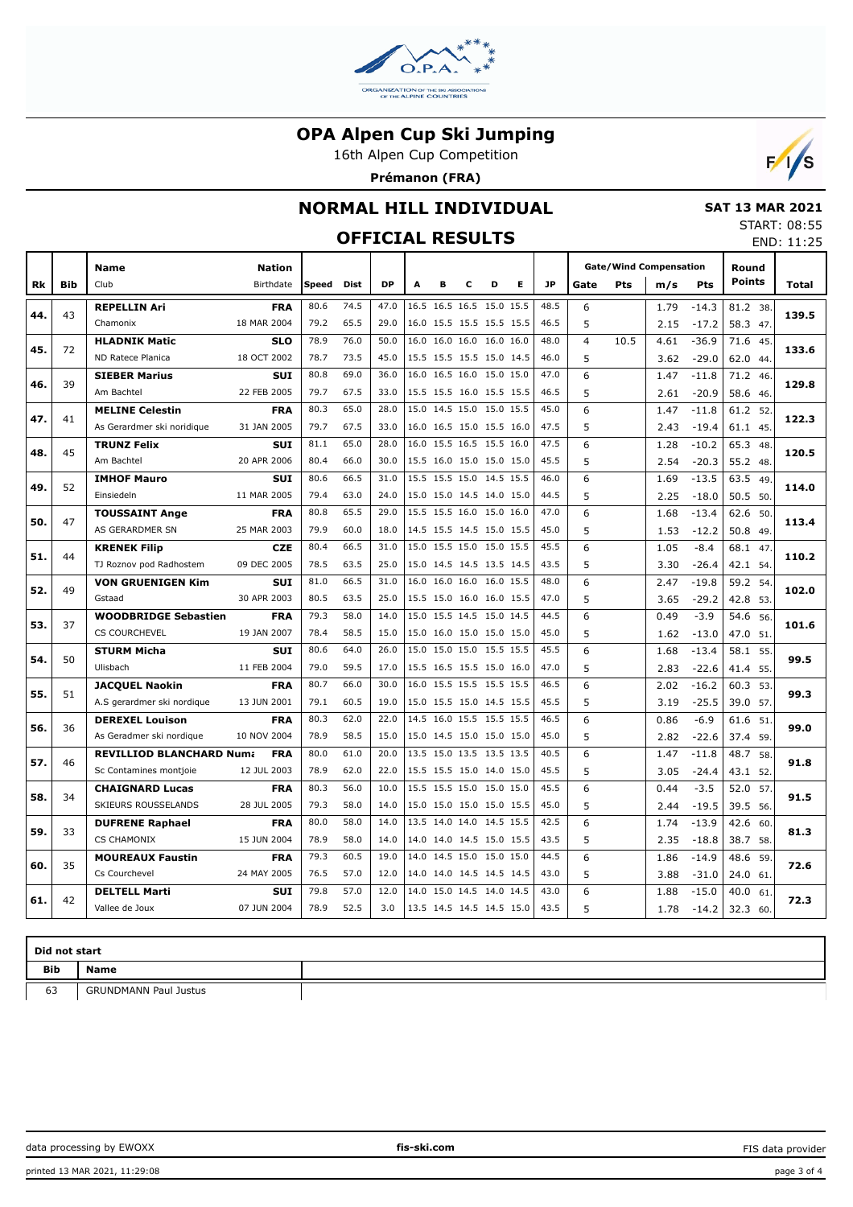# OPA Alpen Cup Ski Jumping

16th Alpen Cup Competition

**Prémanon (FRA)**

## NORMAL HILL INDIVIDUAL

**SAT 13 MAR 2021**

START: 08:55

END: 11:25

## OFFICIAL RESULTS

| Rk | Bib | Name / Club | Nation / Birthdate | Speed | Dist | DP | A | B | C | D | E | JP | Gate | Pts | m/s | Pts | Round Points | Total |
|---|---|---|---|---|---|---|---|---|---|---|---|---|---|---|---|---|---|---|
| 44. | 43 | **REPELLIN Ari** | **FRA** | 80.6 | 74.5 | 47.0 | 16.5 | 16.5 | 16.5 | 15.0 | 15.5 | 48.5 | 6 | | 1.79 | -14.3 | 81.2 38. | 139.5 |
| | | Chamonix | 18 MAR 2004 | 79.2 | 65.5 | 29.0 | 16.0 | 15.5 | 15.5 | 15.5 | 15.5 | 46.5 | 5 | | 2.15 | -17.2 | 58.3 47. | |
| 45. | 72 | **HLADNIK Matic** | **SLO** | 78.9 | 76.0 | 50.0 | 16.0 | 16.0 | 16.0 | 16.0 | 16.0 | 48.0 | 4 | 10.5 | 4.61 | -36.9 | 71.6 45. | 133.6 |
| | | ND Ratece Planica | 18 OCT 2002 | 78.7 | 73.5 | 45.0 | 15.5 | 15.5 | 15.5 | 15.0 | 14.5 | 46.0 | 5 | | 3.62 | -29.0 | 62.0 44. | |
| 46. | 39 | **SIEBER Marius** | **SUI** | 80.8 | 69.0 | 36.0 | 16.0 | 16.5 | 16.0 | 15.0 | 15.0 | 47.0 | 6 | | 1.47 | -11.8 | 71.2 46. | 129.8 |
| | | Am Bachtel | 22 FEB 2005 | 79.7 | 67.5 | 33.0 | 15.5 | 15.5 | 16.0 | 15.5 | 15.5 | 46.5 | 5 | | 2.61 | -20.9 | 58.6 46. | |
| 47. | 41 | **MELINE Celestin** | **FRA** | 80.3 | 65.0 | 28.0 | 15.0 | 14.5 | 15.0 | 15.0 | 15.5 | 45.0 | 6 | | 1.47 | -11.8 | 61.2 52. | 122.3 |
| | | As Gerardmer ski noridique | 31 JAN 2005 | 79.7 | 67.5 | 33.0 | 16.0 | 16.5 | 15.0 | 15.5 | 16.0 | 47.5 | 5 | | 2.43 | -19.4 | 61.1 45. | |
| 48. | 45 | **TRUNZ Felix** | **SUI** | 81.1 | 65.0 | 28.0 | 16.0 | 15.5 | 16.5 | 15.5 | 16.0 | 47.5 | 6 | | 1.28 | -10.2 | 65.3 48. | 120.5 |
| | | Am Bachtel | 20 APR 2006 | 80.4 | 66.0 | 30.0 | 15.5 | 16.0 | 15.0 | 15.0 | 15.0 | 45.5 | 5 | | 2.54 | -20.3 | 55.2 48. | |
| 49. | 52 | **IMHOF Mauro** | **SUI** | 80.6 | 66.5 | 31.0 | 15.5 | 15.5 | 15.0 | 14.5 | 15.5 | 46.0 | 6 | | 1.69 | -13.5 | 63.5 49. | 114.0 |
| | | Einsiedeln | 11 MAR 2005 | 79.4 | 63.0 | 24.0 | 15.0 | 15.0 | 14.5 | 14.0 | 15.0 | 44.5 | 5 | | 2.25 | -18.0 | 50.5 50. | |
| 50. | 47 | **TOUSSAINT Ange** | **FRA** | 80.8 | 65.5 | 29.0 | 15.5 | 15.5 | 16.0 | 15.0 | 16.0 | 47.0 | 6 | | 1.68 | -13.4 | 62.6 50. | 113.4 |
| | | AS GERARDMER SN | 25 MAR 2003 | 79.9 | 60.0 | 18.0 | 14.5 | 15.5 | 14.5 | 15.0 | 15.5 | 45.0 | 5 | | 1.53 | -12.2 | 50.8 49. | |
| 51. | 44 | **KRENEK Filip** | **CZE** | 80.4 | 66.5 | 31.0 | 15.0 | 15.5 | 15.0 | 15.0 | 15.5 | 45.5 | 6 | | 1.05 | -8.4 | 68.1 47. | 110.2 |
| | | TJ Roznov pod Radhostem | 09 DEC 2005 | 78.5 | 63.5 | 25.0 | 15.0 | 14.5 | 14.5 | 13.5 | 14.5 | 43.5 | 5 | | 3.30 | -26.4 | 42.1 54. | |
| 52. | 49 | **VON GRUENIGEN Kim** | **SUI** | 81.0 | 66.5 | 31.0 | 16.0 | 16.0 | 16.0 | 16.0 | 15.5 | 48.0 | 6 | | 2.47 | -19.8 | 59.2 54. | 102.0 |
| | | Gstaad | 30 APR 2003 | 80.5 | 63.5 | 25.0 | 15.5 | 15.0 | 16.0 | 16.0 | 15.5 | 47.0 | 5 | | 3.65 | -29.2 | 42.8 53. | |
| 53. | 37 | **WOODBRIDGE Sebastien** | **FRA** | 79.3 | 58.0 | 14.0 | 15.0 | 15.5 | 14.5 | 15.0 | 14.5 | 44.5 | 6 | | 0.49 | -3.9 | 54.6 56. | 101.6 |
| | | CS COURCHEVEL | 19 JAN 2007 | 78.4 | 58.5 | 15.0 | 15.0 | 16.0 | 15.0 | 15.0 | 15.0 | 45.0 | 5 | | 1.62 | -13.0 | 47.0 51. | |
| 54. | 50 | **STURM Micha** | **SUI** | 80.6 | 64.0 | 26.0 | 15.0 | 15.0 | 15.0 | 15.5 | 15.5 | 45.5 | 6 | | 1.68 | -13.4 | 58.1 55. | 99.5 |
| | | Ulisbach | 11 FEB 2004 | 79.0 | 59.5 | 17.0 | 15.5 | 16.5 | 15.5 | 15.0 | 16.0 | 47.0 | 5 | | 2.83 | -22.6 | 41.4 55. | |
| 55. | 51 | **JACQUEL Naokin** | **FRA** | 80.7 | 66.0 | 30.0 | 16.0 | 15.5 | 15.5 | 15.5 | 15.5 | 46.5 | 6 | | 2.02 | -16.2 | 60.3 53. | 99.3 |
| | | A.S gerardmer ski nordique | 13 JUN 2001 | 79.1 | 60.5 | 19.0 | 15.0 | 15.5 | 15.0 | 14.5 | 15.5 | 45.5 | 5 | | 3.19 | -25.5 | 39.0 57. | |
| 56. | 36 | **DEREXEL Louison** | **FRA** | 80.3 | 62.0 | 22.0 | 14.5 | 16.0 | 15.5 | 15.5 | 15.5 | 46.5 | 6 | | 0.86 | -6.9 | 61.6 51. | 99.0 |
| | | As Geradmer ski nordique | 10 NOV 2004 | 78.9 | 58.5 | 15.0 | 15.0 | 14.5 | 15.0 | 15.0 | 15.0 | 45.0 | 5 | | 2.82 | -22.6 | 37.4 59. | |
| 57. | 46 | **REVILLIOD BLANCHARD Numa** | **FRA** | 80.0 | 61.0 | 20.0 | 13.5 | 15.0 | 13.5 | 13.5 | 13.5 | 40.5 | 6 | | 1.47 | -11.8 | 48.7 58. | 91.8 |
| | | Sc Contamines montjoie | 12 JUL 2003 | 78.9 | 62.0 | 22.0 | 15.5 | 15.5 | 15.5 | 14.0 | 15.0 | 45.5 | 5 | | 3.05 | -24.4 | 43.1 52. | |
| 58. | 34 | **CHAIGNARD Lucas** | **FRA** | 80.3 | 56.0 | 10.0 | 15.5 | 15.5 | 15.0 | 15.0 | 15.0 | 45.5 | 6 | | 0.44 | -3.5 | 52.0 57. | 91.5 |
| | | SKIEURS ROUSSELANDS | 28 JUL 2005 | 79.3 | 58.0 | 14.0 | 15.0 | 15.0 | 15.0 | 15.0 | 15.5 | 45.0 | 5 | | 2.44 | -19.5 | 39.5 56. | |
| 59. | 33 | **DUFRENE Raphael** | **FRA** | 80.0 | 58.0 | 14.0 | 13.5 | 14.0 | 14.0 | 14.5 | 15.5 | 42.5 | 6 | | 1.74 | -13.9 | 42.6 60. | 81.3 |
| | | CS CHAMONIX | 15 JUN 2004 | 78.9 | 58.0 | 14.0 | 14.0 | 14.0 | 14.5 | 15.0 | 15.5 | 43.5 | 5 | | 2.35 | -18.8 | 38.7 58. | |
| 60. | 35 | **MOUREAUX Faustin** | **FRA** | 79.3 | 60.5 | 19.0 | 14.0 | 14.5 | 15.0 | 15.0 | 15.0 | 44.5 | 6 | | 1.86 | -14.9 | 48.6 59. | 72.6 |
| | | Cs Courchevel | 24 MAY 2005 | 76.5 | 57.0 | 12.0 | 14.0 | 14.0 | 14.5 | 14.5 | 14.5 | 43.0 | 5 | | 3.88 | -31.0 | 24.0 61. | |
| 61. | 42 | **DELTELL Marti** | **SUI** | 79.8 | 57.0 | 12.0 | 14.0 | 15.0 | 14.5 | 14.0 | 14.5 | 43.0 | 6 | | 1.88 | -15.0 | 40.0 61. | 72.3 |
| | | Vallee de Joux | 07 JUN 2004 | 78.9 | 52.5 | 3.0 | 13.5 | 14.5 | 14.5 | 14.5 | 15.0 | 43.5 | 5 | | 1.78 | -14.2 | 32.3 60. | |

**Did not start**

| Bib | Name |
|---|---|
| 63 | GRUNDMANN Paul Justus |

data processing by EWOXX — fis-ski.com — FIS data provider

printed 13 MAR 2021, 11:29:08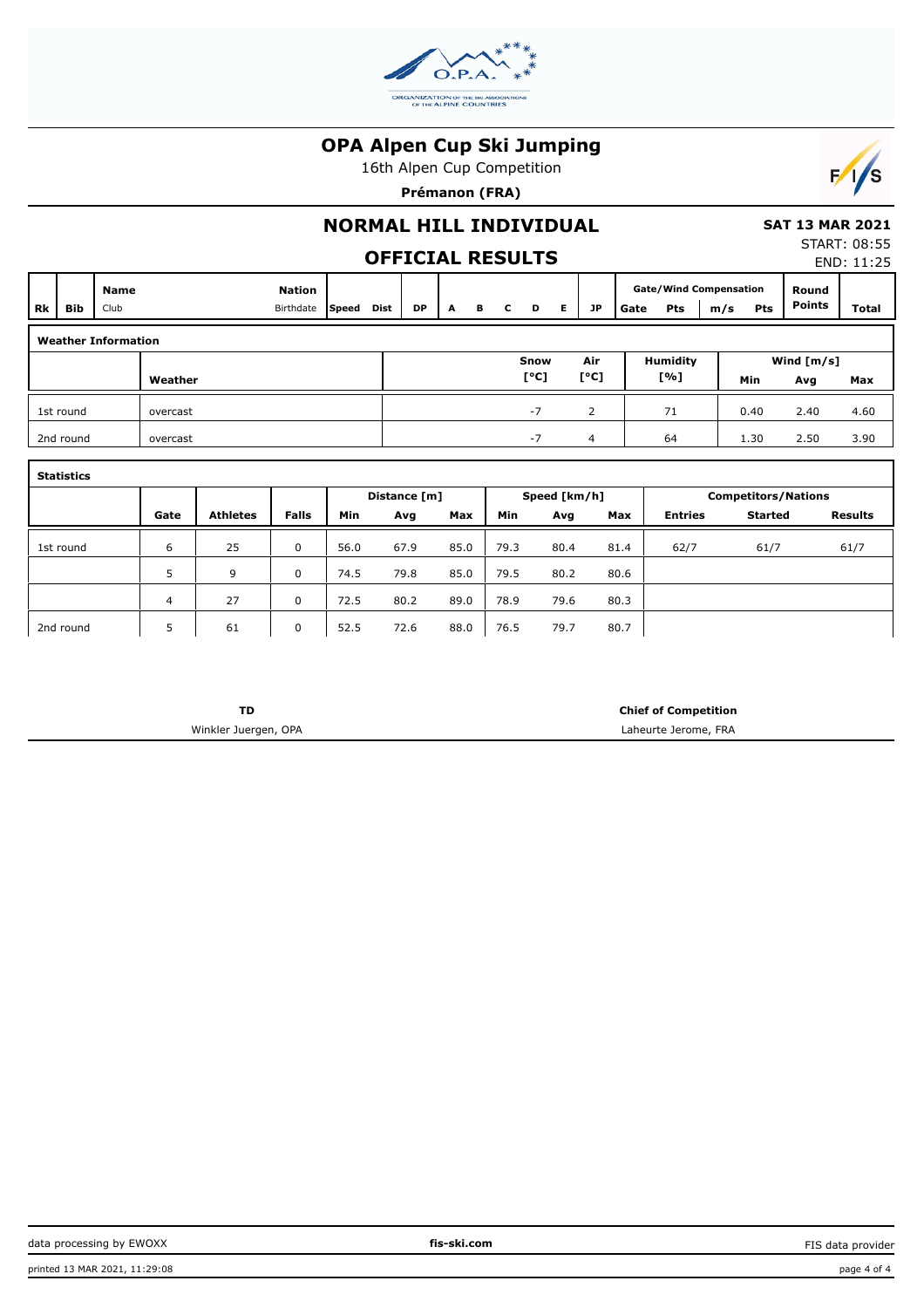# OPA Alpen Cup Ski Jumping

16th Alpen Cup Competition

**Prémanon (FRA)**

## NORMAL HILL INDIVIDUAL

**SAT 13 MAR 2021**

START: 08:55

END: 11:25

## OFFICIAL RESULTS

| Rk | Bib | Name / Club | Nation / Birthdate | Speed | Dist | DP | A | B | C | D | E | JP | Gate/Wind Compensation: Gate | Pts | m/s | Pts | Round Points | Total |
|---|---|---|---|---|---|---|---|---|---|---|---|---|---|---|---|---|---|---|

### Weather Information

| | Weather | Snow [°C] | Air [°C] | Humidity [%] | Wind [m/s] Min | Avg | Max |
|---|---|---|---|---|---|---|---|
| 1st round | overcast | -7 | 2 | 71 | 0.40 | 2.40 | 4.60 |
| 2nd round | overcast | -7 | 4 | 64 | 1.30 | 2.50 | 3.90 |

### Statistics

| | Gate | Athletes | Falls | Distance [m] | | | Speed [km/h] | | | Competitors/Nations | | |
|---|---|---|---|---|---|---|---|---|---|---|---|---|
| | | | | Min | Avg | Max | Min | Avg | Max | Entries | Started | Results |
| 1st round | 6 | 25 | 0 | 56.0 | 67.9 | 85.0 | 79.3 | 80.4 | 81.4 | 62/7 | 61/7 | 61/7 |
| | 5 | 9 | 0 | 74.5 | 79.8 | 85.0 | 79.5 | 80.2 | 80.6 | | | |
| | 4 | 27 | 0 | 72.5 | 80.2 | 89.0 | 78.9 | 79.6 | 80.3 | | | |
| 2nd round | 5 | 61 | 0 | 52.5 | 72.6 | 88.0 | 76.5 | 79.7 | 80.7 | | | |

**TD**
Winkler Juergen, OPA

**Chief of Competition**
Laheurte Jerome, FRA

data processing by EWOXX

fis-ski.com

FIS data provider

printed 13 MAR 2021, 11:29:08